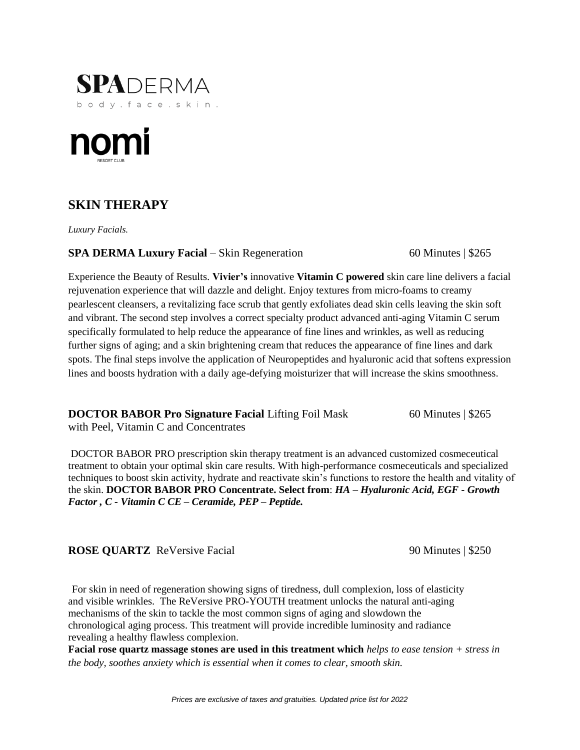**SPA**DERMA
body.face.skin.

nomi
RESORT CLUB

## SKIN THERAPY

*Luxury Facials.*

**SPA DERMA Luxury Facial** – Skin Regeneration — 60 Minutes | $265

Experience the Beauty of Results. **Vivier's** innovative **Vitamin C powered** skin care line delivers a facial rejuvenation experience that will dazzle and delight. Enjoy textures from micro-foams to creamy pearlescent cleansers, a revitalizing face scrub that gently exfoliates dead skin cells leaving the skin soft and vibrant. The second step involves a correct specialty product advanced anti-aging Vitamin C serum specifically formulated to help reduce the appearance of fine lines and wrinkles, as well as reducing further signs of aging; and a skin brightening cream that reduces the appearance of fine lines and dark spots. The final steps involve the application of Neuropeptides and hyaluronic acid that softens expression lines and boosts hydration with a daily age-defying moisturizer that will increase the skins smoothness.

**DOCTOR BABOR Pro Signature Facial** Lifting Foil Mask with Peel, Vitamin C and Concentrates — 60 Minutes | $265

DOCTOR BABOR PRO prescription skin therapy treatment is an advanced customized cosmeceutical treatment to obtain your optimal skin care results. With high-performance cosmeceuticals and specialized techniques to boost skin activity, hydrate and reactivate skin's functions to restore the health and vitality of the skin. **DOCTOR BABOR PRO Concentrate. Select from**: ***HA – Hyaluronic Acid, EGF - Growth Factor , C - Vitamin C CE – Ceramide, PEP – Peptide.***

**ROSE QUARTZ** ReVersive Facial — 90 Minutes | $250

For skin in need of regeneration showing signs of tiredness, dull complexion, loss of elasticity and visible wrinkles. The ReVersive PRO-YOUTH treatment unlocks the natural anti-aging mechanisms of the skin to tackle the most common signs of aging and slowdown the chronological aging process. This treatment will provide incredible luminosity and radiance revealing a healthy flawless complexion.
**Facial rose quartz massage stones are used in this treatment which** *helps to ease tension + stress in the body, soothes anxiety which is essential when it comes to clear, smooth skin.*

*Prices are exclusive of taxes and gratuities. Updated price list for 2022*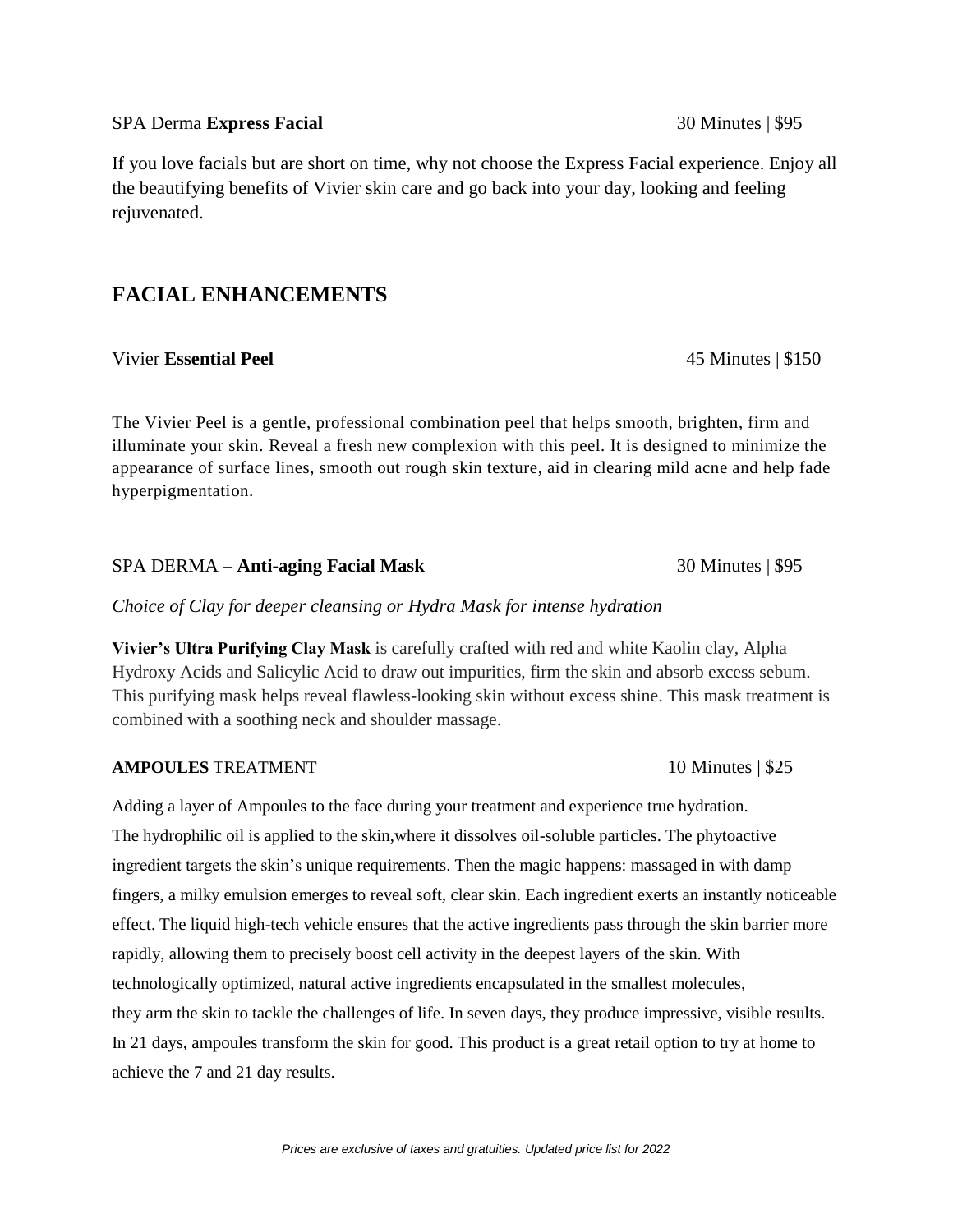SPA Derma **Express Facial** 30 Minutes | $95

If you love facials but are short on time, why not choose the Express Facial experience. Enjoy all the beautifying benefits of Vivier skin care and go back into your day, looking and feeling rejuvenated.

## FACIAL ENHANCEMENTS

Vivier **Essential Peel** 45 Minutes | $150

The Vivier Peel is a gentle, professional combination peel that helps smooth, brighten, firm and illuminate your skin. Reveal a fresh new complexion with this peel. It is designed to minimize the appearance of surface lines, smooth out rough skin texture, aid in clearing mild acne and help fade hyperpigmentation.

SPA DERMA – **Anti-aging Facial Mask** 30 Minutes | $95

*Choice of Clay for deeper cleansing or Hydra Mask for intense hydration*

**Vivier's Ultra Purifying Clay Mask** is carefully crafted with red and white Kaolin clay, Alpha Hydroxy Acids and Salicylic Acid to draw out impurities, firm the skin and absorb excess sebum. This purifying mask helps reveal flawless-looking skin without excess shine. This mask treatment is combined with a soothing neck and shoulder massage.

**AMPOULES** TREATMENT 10 Minutes | $25

Adding a layer of Ampoules to the face during your treatment and experience true hydration. The hydrophilic oil is applied to the skin,where it dissolves oil-soluble particles. The phytoactive ingredient targets the skin's unique requirements. Then the magic happens: massaged in with damp fingers, a milky emulsion emerges to reveal soft, clear skin. Each ingredient exerts an instantly noticeable effect. The liquid high-tech vehicle ensures that the active ingredients pass through the skin barrier more rapidly, allowing them to precisely boost cell activity in the deepest layers of the skin. With technologically optimized, natural active ingredients encapsulated in the smallest molecules, they arm the skin to tackle the challenges of life. In seven days, they produce impressive, visible results. In 21 days, ampoules transform the skin for good. This product is a great retail option to try at home to achieve the 7 and 21 day results.

*Prices are exclusive of taxes and gratuities. Updated price list for 2022*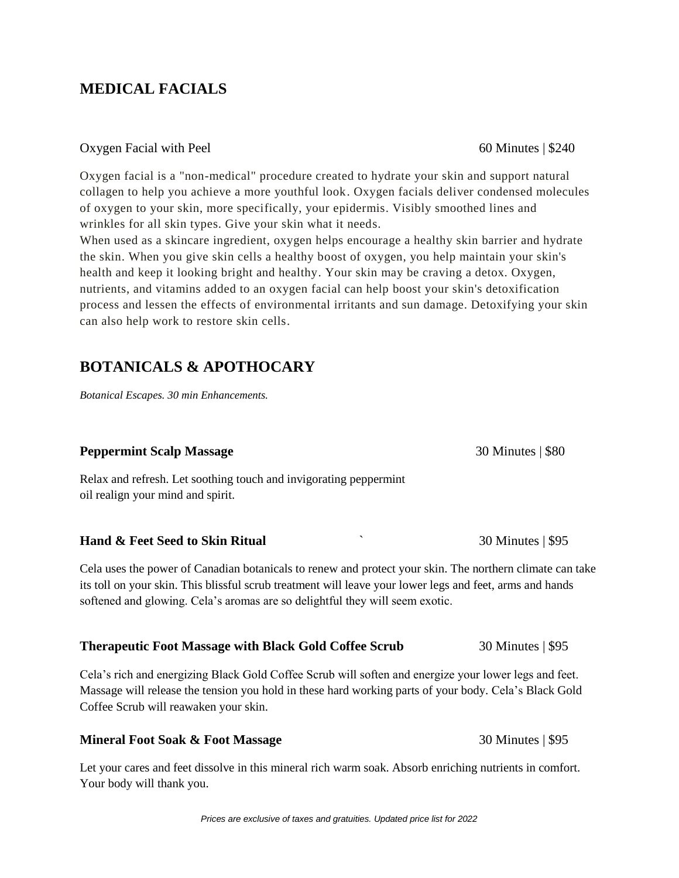## MEDICAL FACIALS

Oxygen Facial with Peel — 60 Minutes | $240

Oxygen facial is a "non-medical" procedure created to hydrate your skin and support natural collagen to help you achieve a more youthful look. Oxygen facials deliver condensed molecules of oxygen to your skin, more specifically, your epidermis. Visibly smoothed lines and wrinkles for all skin types. Give your skin what it needs.
When used as a skincare ingredient, oxygen helps encourage a healthy skin barrier and hydrate the skin. When you give skin cells a healthy boost of oxygen, you help maintain your skin's health and keep it looking bright and healthy. Your skin may be craving a detox. Oxygen, nutrients, and vitamins added to an oxygen facial can help boost your skin's detoxification process and lessen the effects of environmental irritants and sun damage. Detoxifying your skin can also help work to restore skin cells.

## BOTANICALS & APOTHOCARY

*Botanical Escapes. 30 min Enhancements.*

**Peppermint Scalp Massage** — 30 Minutes | $80

Relax and refresh. Let soothing touch and invigorating peppermint oil realign your mind and spirit.

**Hand & Feet Seed to Skin Ritual** ` — 30 Minutes | $95

Cela uses the power of Canadian botanicals to renew and protect your skin. The northern climate can take its toll on your skin. This blissful scrub treatment will leave your lower legs and feet, arms and hands softened and glowing. Cela's aromas are so delightful they will seem exotic.

**Therapeutic Foot Massage with Black Gold Coffee Scrub** — 30 Minutes | $95

Cela's rich and energizing Black Gold Coffee Scrub will soften and energize your lower legs and feet. Massage will release the tension you hold in these hard working parts of your body. Cela's Black Gold Coffee Scrub will reawaken your skin.

**Mineral Foot Soak & Foot Massage** — 30 Minutes | $95

Let your cares and feet dissolve in this mineral rich warm soak. Absorb enriching nutrients in comfort. Your body will thank you.

*Prices are exclusive of taxes and gratuities. Updated price list for 2022*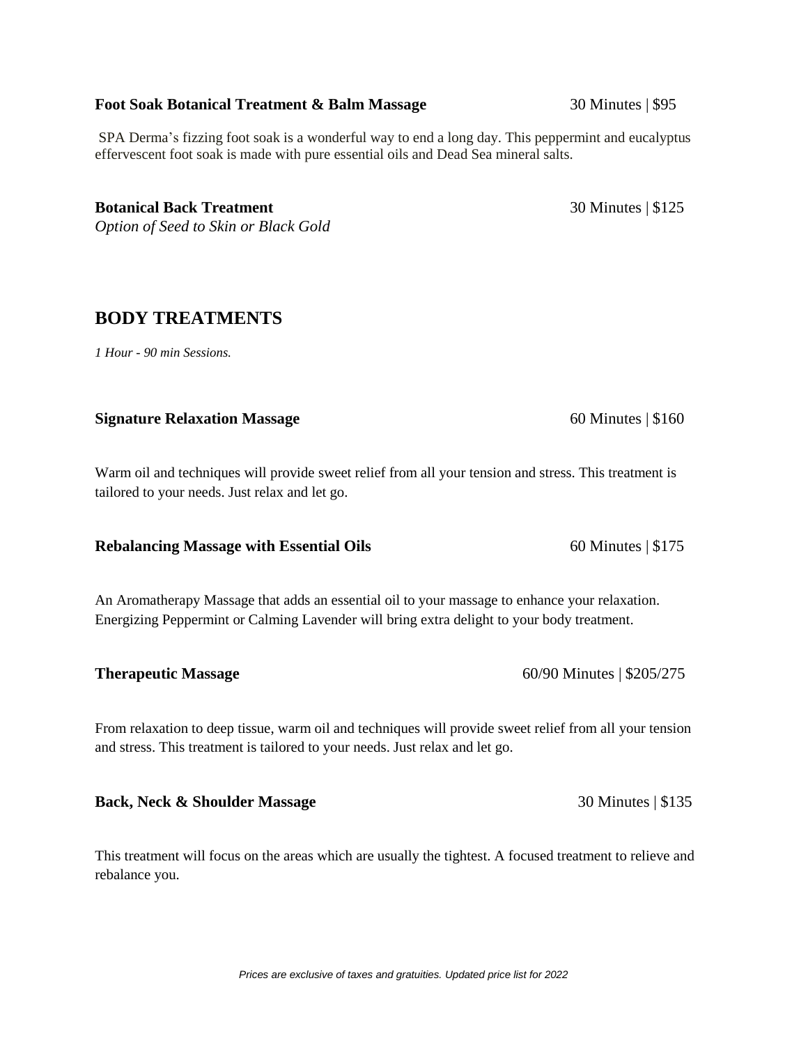**Foot Soak Botanical Treatment & Balm Massage** 30 Minutes | $95

SPA Derma's fizzing foot soak is a wonderful way to end a long day. This peppermint and eucalyptus effervescent foot soak is made with pure essential oils and Dead Sea mineral salts.

**Botanical Back Treatment** 30 Minutes | $125

*Option of Seed to Skin or Black Gold*

## BODY TREATMENTS

*1 Hour - 90 min Sessions.*

**Signature Relaxation Massage** 60 Minutes | $160

Warm oil and techniques will provide sweet relief from all your tension and stress. This treatment is tailored to your needs. Just relax and let go.

**Rebalancing Massage with Essential Oils** 60 Minutes | $175

An Aromatherapy Massage that adds an essential oil to your massage to enhance your relaxation. Energizing Peppermint or Calming Lavender will bring extra delight to your body treatment.

**Therapeutic Massage** 60/90 Minutes | $205/275

From relaxation to deep tissue, warm oil and techniques will provide sweet relief from all your tension and stress. This treatment is tailored to your needs. Just relax and let go.

**Back, Neck & Shoulder Massage** 30 Minutes | $135

This treatment will focus on the areas which are usually the tightest. A focused treatment to relieve and rebalance you.

*Prices are exclusive of taxes and gratuities. Updated price list for 2022*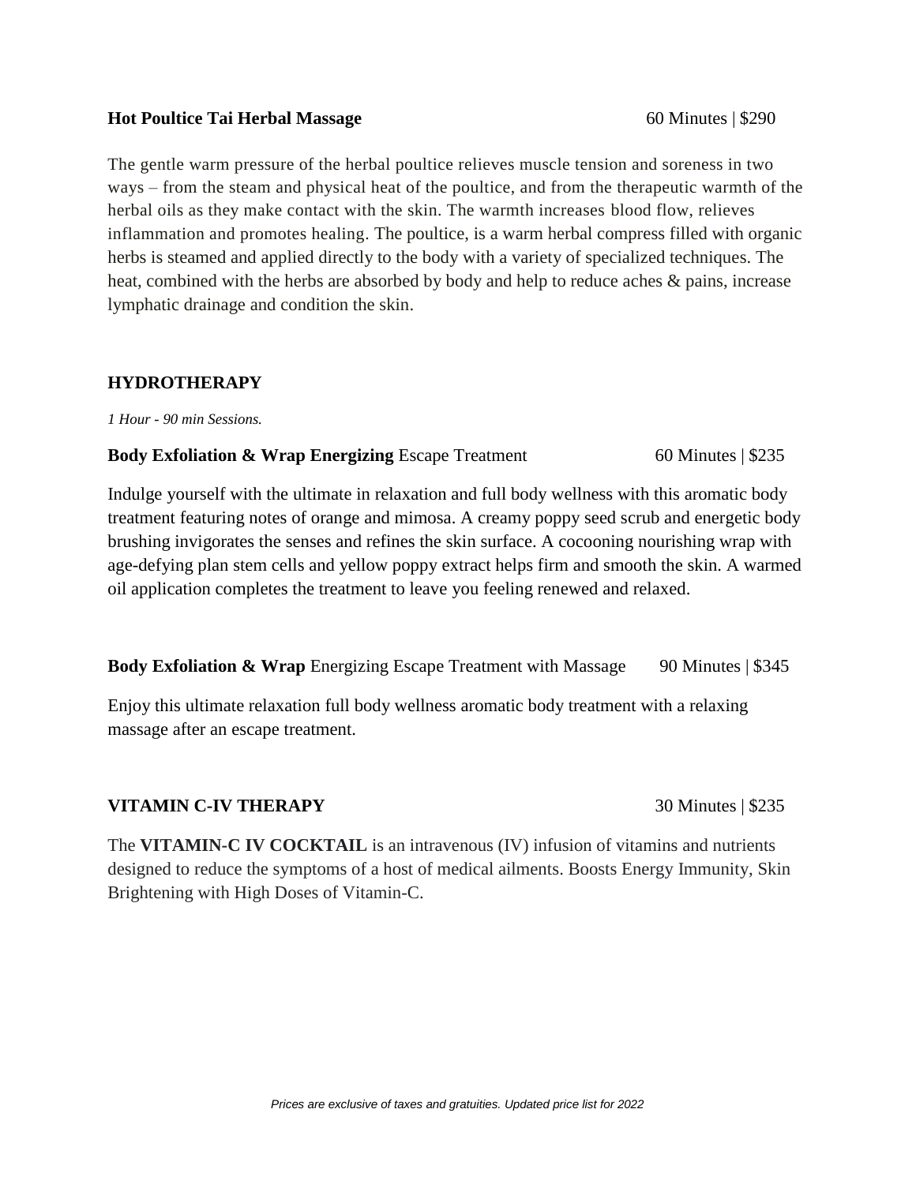**Hot Poultice Tai Herbal Massage** 60 Minutes | $290

The gentle warm pressure of the herbal poultice relieves muscle tension and soreness in two ways – from the steam and physical heat of the poultice, and from the therapeutic warmth of the herbal oils as they make contact with the skin. The warmth increases blood flow, relieves inflammation and promotes healing. The poultice, is a warm herbal compress filled with organic herbs is steamed and applied directly to the body with a variety of specialized techniques. The heat, combined with the herbs are absorbed by body and help to reduce aches & pains, increase lymphatic drainage and condition the skin.

## HYDROTHERAPY

*1 Hour - 90 min Sessions.*

**Body Exfoliation & Wrap Energizing** Escape Treatment 60 Minutes | $235

Indulge yourself with the ultimate in relaxation and full body wellness with this aromatic body treatment featuring notes of orange and mimosa. A creamy poppy seed scrub and energetic body brushing invigorates the senses and refines the skin surface. A cocooning nourishing wrap with age-defying plan stem cells and yellow poppy extract helps firm and smooth the skin. A warmed oil application completes the treatment to leave you feeling renewed and relaxed.

**Body Exfoliation & Wrap** Energizing Escape Treatment with Massage 90 Minutes | $345

Enjoy this ultimate relaxation full body wellness aromatic body treatment with a relaxing massage after an escape treatment.

## VITAMIN C-IV THERAPY 30 Minutes | $235

The **VITAMIN-C IV COCKTAIL** is an intravenous (IV) infusion of vitamins and nutrients designed to reduce the symptoms of a host of medical ailments. Boosts Energy Immunity, Skin Brightening with High Doses of Vitamin-C.

*Prices are exclusive of taxes and gratuities. Updated price list for 2022*